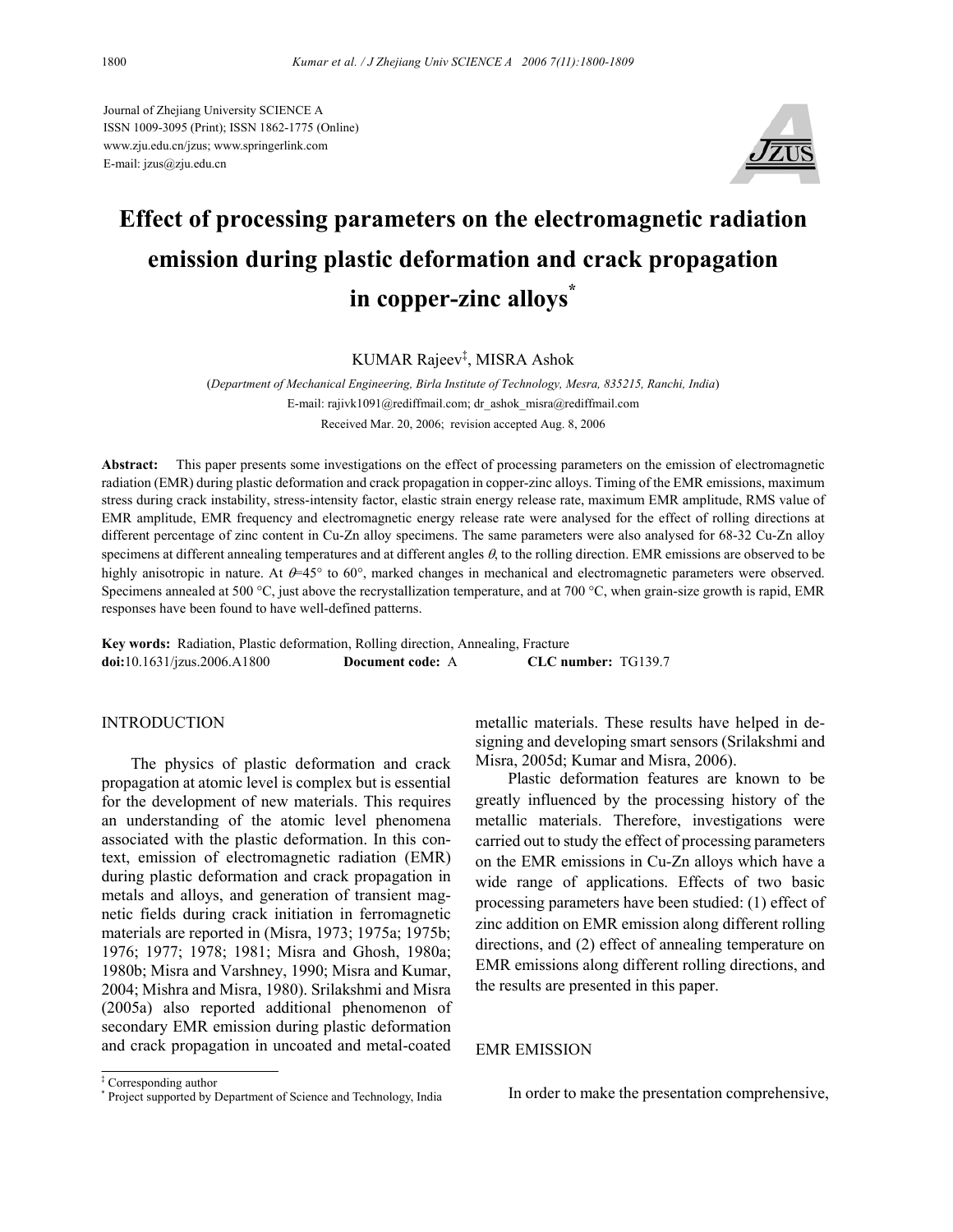Journal of Zhejiang University SCIENCE A
ISSN 1009-3095 (Print); ISSN 1862-1775 (Online)
www.zju.edu.cn/jzus; www.springerlink.com
E-mail: jzus@zju.edu.cn

# Effect of processing parameters on the electromagnetic radiation emission during plastic deformation and crack propagation in copper-zinc alloys*

KUMAR Rajeev‡, MISRA Ashok

(*Department of Mechanical Engineering, Birla Institute of Technology, Mesra, 835215, Ranchi, India*)

E-mail: rajivk1091@rediffmail.com; dr_ashok_misra@rediffmail.com

Received Mar. 20, 2006; revision accepted Aug. 8, 2006

**Abstract:** This paper presents some investigations on the effect of processing parameters on the emission of electromagnetic radiation (EMR) during plastic deformation and crack propagation in copper-zinc alloys. Timing of the EMR emissions, maximum stress during crack instability, stress-intensity factor, elastic strain energy release rate, maximum EMR amplitude, RMS value of EMR amplitude, EMR frequency and electromagnetic energy release rate were analysed for the effect of rolling directions at different percentage of zinc content in Cu-Zn alloy specimens. The same parameters were also analysed for 68-32 Cu-Zn alloy specimens at different annealing temperatures and at different angles $\theta$, to the rolling direction. EMR emissions are observed to be highly anisotropic in nature. At $\theta$=45° to 60°, marked changes in mechanical and electromagnetic parameters were observed. Specimens annealed at 500 °C, just above the recrystallization temperature, and at 700 °C, when grain-size growth is rapid, EMR responses have been found to have well-defined patterns.

**Key words:** Radiation, Plastic deformation, Rolling direction, Annealing, Fracture

**doi:**10.1631/jzus.2006.A1800 **Document code:** A **CLC number:** TG139.7

## INTRODUCTION

The physics of plastic deformation and crack propagation at atomic level is complex but is essential for the development of new materials. This requires an understanding of the atomic level phenomena associated with the plastic deformation. In this context, emission of electromagnetic radiation (EMR) during plastic deformation and crack propagation in metals and alloys, and generation of transient magnetic fields during crack initiation in ferromagnetic materials are reported in (Misra, 1973; 1975a; 1975b; 1976; 1977; 1978; 1981; Misra and Ghosh, 1980a; 1980b; Misra and Varshney, 1990; Misra and Kumar, 2004; Mishra and Misra, 1980). Srilakshmi and Misra (2005a) also reported additional phenomenon of secondary EMR emission during plastic deformation and crack propagation in uncoated and metal-coated metallic materials. These results have helped in designing and developing smart sensors (Srilakshmi and Misra, 2005d; Kumar and Misra, 2006).

Plastic deformation features are known to be greatly influenced by the processing history of the metallic materials. Therefore, investigations were carried out to study the effect of processing parameters on the EMR emissions in Cu-Zn alloys which have a wide range of applications. Effects of two basic processing parameters have been studied: (1) effect of zinc addition on EMR emission along different rolling directions, and (2) effect of annealing temperature on EMR emissions along different rolling directions, and the results are presented in this paper.

## EMR EMISSION

In order to make the presentation comprehensive,

‡ Corresponding author

\* Project supported by Department of Science and Technology, India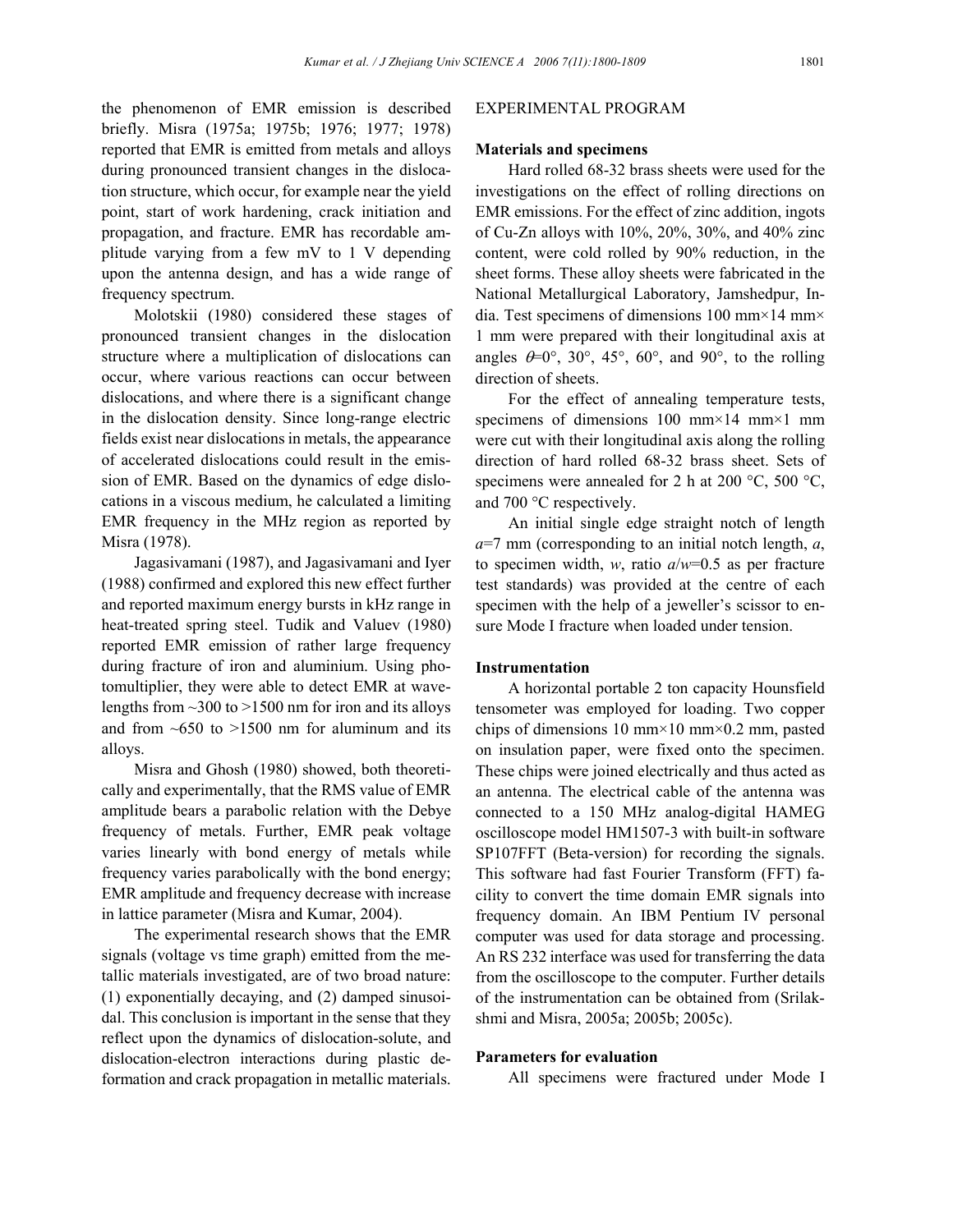the phenomenon of EMR emission is described briefly. Misra (1975a; 1975b; 1976; 1977; 1978) reported that EMR is emitted from metals and alloys during pronounced transient changes in the dislocation structure, which occur, for example near the yield point, start of work hardening, crack initiation and propagation, and fracture. EMR has recordable amplitude varying from a few mV to 1 V depending upon the antenna design, and has a wide range of frequency spectrum.

Molotskii (1980) considered these stages of pronounced transient changes in the dislocation structure where a multiplication of dislocations can occur, where various reactions can occur between dislocations, and where there is a significant change in the dislocation density. Since long-range electric fields exist near dislocations in metals, the appearance of accelerated dislocations could result in the emission of EMR. Based on the dynamics of edge dislocations in a viscous medium, he calculated a limiting EMR frequency in the MHz region as reported by Misra (1978).

Jagasivamani (1987), and Jagasivamani and Iyer (1988) confirmed and explored this new effect further and reported maximum energy bursts in kHz range in heat-treated spring steel. Tudik and Valuev (1980) reported EMR emission of rather large frequency during fracture of iron and aluminium. Using photomultiplier, they were able to detect EMR at wavelengths from ~300 to >1500 nm for iron and its alloys and from ~650 to >1500 nm for aluminum and its alloys.

Misra and Ghosh (1980) showed, both theoretically and experimentally, that the RMS value of EMR amplitude bears a parabolic relation with the Debye frequency of metals. Further, EMR peak voltage varies linearly with bond energy of metals while frequency varies parabolically with the bond energy; EMR amplitude and frequency decrease with increase in lattice parameter (Misra and Kumar, 2004).

The experimental research shows that the EMR signals (voltage vs time graph) emitted from the metallic materials investigated, are of two broad nature: (1) exponentially decaying, and (2) damped sinusoidal. This conclusion is important in the sense that they reflect upon the dynamics of dislocation-solute, and dislocation-electron interactions during plastic deformation and crack propagation in metallic materials.

## EXPERIMENTAL PROGRAM

### Materials and specimens

Hard rolled 68-32 brass sheets were used for the investigations on the effect of rolling directions on EMR emissions. For the effect of zinc addition, ingots of Cu-Zn alloys with 10%, 20%, 30%, and 40% zinc content, were cold rolled by 90% reduction, in the sheet forms. These alloy sheets were fabricated in the National Metallurgical Laboratory, Jamshedpur, India. Test specimens of dimensions 100 mm×14 mm×1 mm were prepared with their longitudinal axis at angles $\theta$=0°, 30°, 45°, 60°, and 90°, to the rolling direction of sheets.

For the effect of annealing temperature tests, specimens of dimensions 100 mm×14 mm×1 mm were cut with their longitudinal axis along the rolling direction of hard rolled 68-32 brass sheet. Sets of specimens were annealed for 2 h at 200 °C, 500 °C, and 700 °C respectively.

An initial single edge straight notch of length $a$=7 mm (corresponding to an initial notch length, $a$, to specimen width, $w$, ratio $a/w$=0.5 as per fracture test standards) was provided at the centre of each specimen with the help of a jeweller's scissor to ensure Mode I fracture when loaded under tension.

### Instrumentation

A horizontal portable 2 ton capacity Hounsfield tensometer was employed for loading. Two copper chips of dimensions 10 mm×10 mm×0.2 mm, pasted on insulation paper, were fixed onto the specimen. These chips were joined electrically and thus acted as an antenna. The electrical cable of the antenna was connected to a 150 MHz analog-digital HAMEG oscilloscope model HM1507-3 with built-in software SP107FFT (Beta-version) for recording the signals. This software had fast Fourier Transform (FFT) facility to convert the time domain EMR signals into frequency domain. An IBM Pentium IV personal computer was used for data storage and processing. An RS 232 interface was used for transferring the data from the oscilloscope to the computer. Further details of the instrumentation can be obtained from (Srilakshmi and Misra, 2005a; 2005b; 2005c).

### Parameters for evaluation

All specimens were fractured under Mode I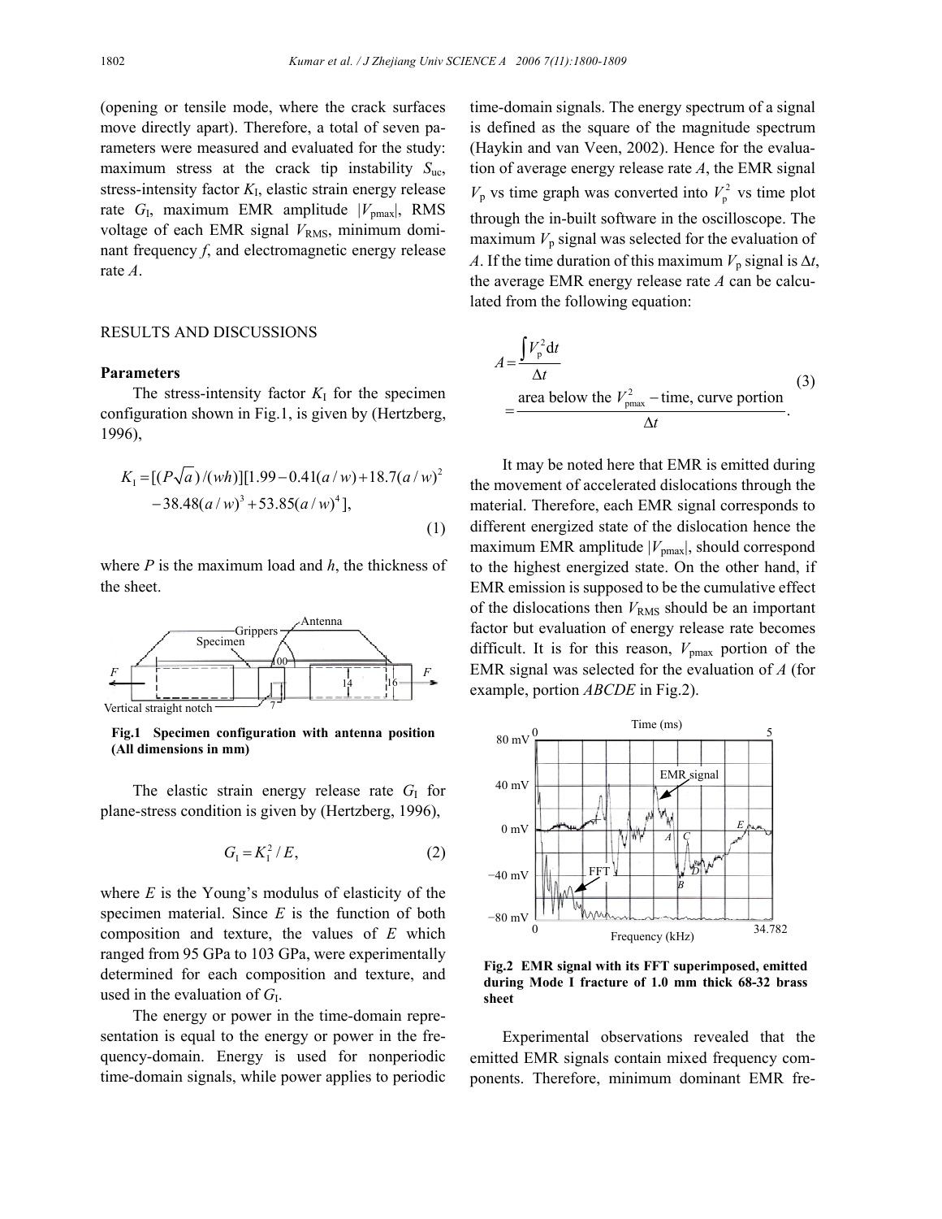(opening or tensile mode, where the crack surfaces move directly apart). Therefore, a total of seven parameters were measured and evaluated for the study: maximum stress at the crack tip instability $S_{uc}$, stress-intensity factor $K_I$, elastic strain energy release rate $G_I$, maximum EMR amplitude $|V_{pmax}|$, RMS voltage of each EMR signal $V_{RMS}$, minimum dominant frequency $f$, and electromagnetic energy release rate $A$.

## RESULTS AND DISCUSSIONS

### Parameters

The stress-intensity factor $K_I$ for the specimen configuration shown in Fig.1, is given by (Hertzberg, 1996),

$$K_I = [(P\sqrt{a})/(wh)][1.99 - 0.41(a/w) + 18.7(a/w)^2 - 38.48(a/w)^3 + 53.85(a/w)^4], \tag{1}$$

where $P$ is the maximum load and $h$, the thickness of the sheet.

**Fig.1 Specimen configuration with antenna position (All dimensions in mm)**

The elastic strain energy release rate $G_I$ for plane-stress condition is given by (Hertzberg, 1996),

$$G_I = K_I^2 / E, \tag{2}$$

where $E$ is the Young's modulus of elasticity of the specimen material. Since $E$ is the function of both composition and texture, the values of $E$ which ranged from 95 GPa to 103 GPa, were experimentally determined for each composition and texture, and used in the evaluation of $G_I$.

The energy or power in the time-domain representation is equal to the energy or power in the frequency-domain. Energy is used for nonperiodic time-domain signals, while power applies to periodic time-domain signals. The energy spectrum of a signal is defined as the square of the magnitude spectrum (Haykin and van Veen, 2002). Hence for the evaluation of average energy release rate $A$, the EMR signal $V_p$ vs time graph was converted into $V_p^2$ vs time plot through the in-built software in the oscilloscope. The maximum $V_p$ signal was selected for the evaluation of $A$. If the time duration of this maximum $V_p$ signal is $\Delta t$, the average EMR energy release rate $A$ can be calculated from the following equation:

$$A = \frac{\int V_p^2 \mathrm{d}t}{\Delta t} = \frac{\text{area below the } V_{pmax}^2 - \text{time, curve portion}}{\Delta t}. \tag{3}$$

It may be noted here that EMR is emitted during the movement of accelerated dislocations through the material. Therefore, each EMR signal corresponds to different energized state of the dislocation hence the maximum EMR amplitude $|V_{pmax}|$, should correspond to the highest energized state. On the other hand, if EMR emission is supposed to be the cumulative effect of the dislocations then $V_{RMS}$ should be an important factor but evaluation of energy release rate becomes difficult. It is for this reason, $V_{pmax}$ portion of the EMR signal was selected for the evaluation of $A$ (for example, portion $ABCDE$ in Fig.2).

**Fig.2 EMR signal with its FFT superimposed, emitted during Mode I fracture of 1.0 mm thick 68-32 brass sheet**

Experimental observations revealed that the emitted EMR signals contain mixed frequency components. Therefore, minimum dominant EMR fre-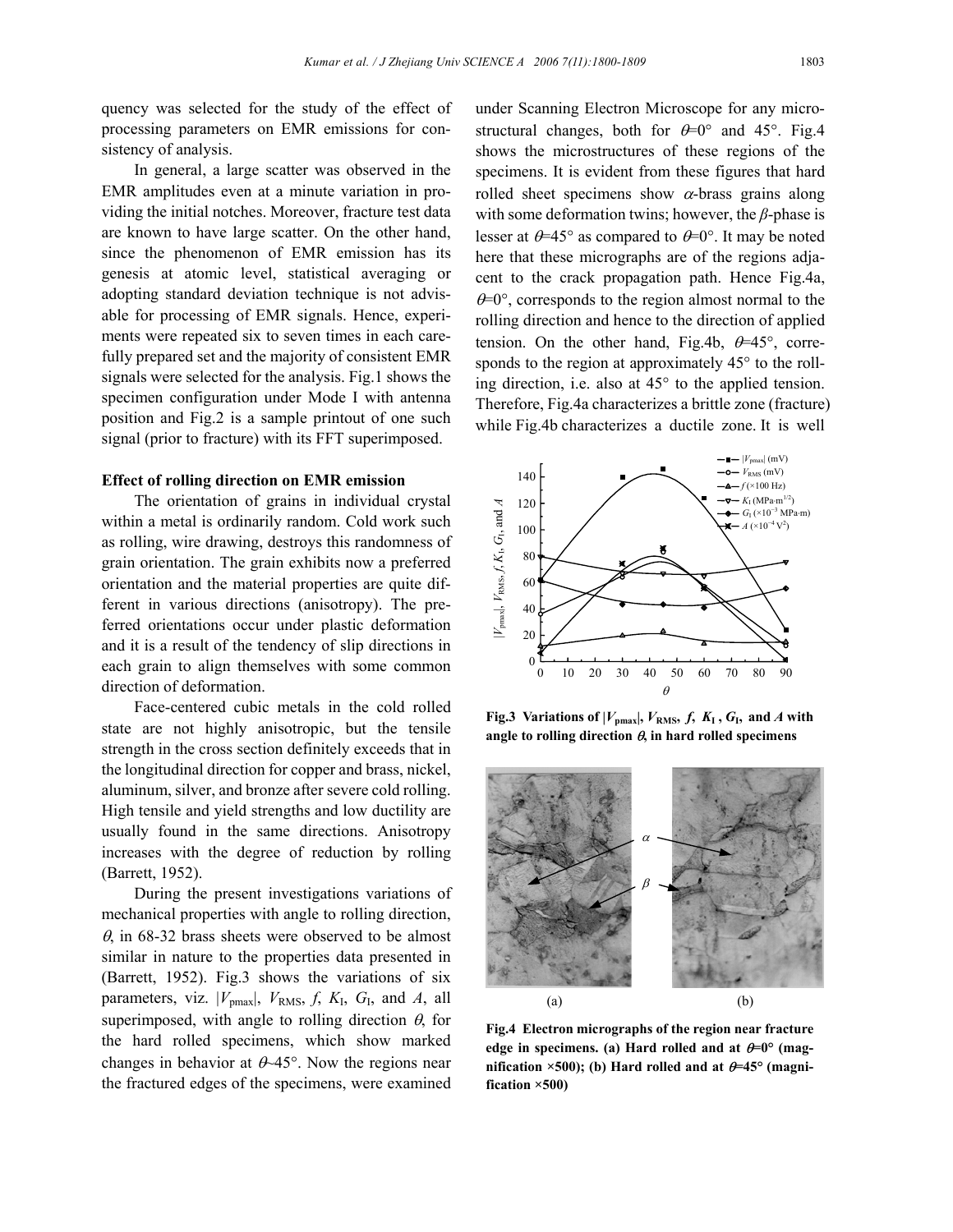quency was selected for the study of the effect of processing parameters on EMR emissions for consistency of analysis.

In general, a large scatter was observed in the EMR amplitudes even at a minute variation in providing the initial notches. Moreover, fracture test data are known to have large scatter. On the other hand, since the phenomenon of EMR emission has its genesis at atomic level, statistical averaging or adopting standard deviation technique is not advisable for processing of EMR signals. Hence, experiments were repeated six to seven times in each carefully prepared set and the majority of consistent EMR signals were selected for the analysis. Fig.1 shows the specimen configuration under Mode I with antenna position and Fig.2 is a sample printout of one such signal (prior to fracture) with its FFT superimposed.

**Effect of rolling direction on EMR emission**

The orientation of grains in individual crystal within a metal is ordinarily random. Cold work such as rolling, wire drawing, destroys this randomness of grain orientation. The grain exhibits now a preferred orientation and the material properties are quite different in various directions (anisotropy). The preferred orientations occur under plastic deformation and it is a result of the tendency of slip directions in each grain to align themselves with some common direction of deformation.

Face-centered cubic metals in the cold rolled state are not highly anisotropic, but the tensile strength in the cross section definitely exceeds that in the longitudinal direction for copper and brass, nickel, aluminum, silver, and bronze after severe cold rolling. High tensile and yield strengths and low ductility are usually found in the same directions. Anisotropy increases with the degree of reduction by rolling (Barrett, 1952).

During the present investigations variations of mechanical properties with angle to rolling direction, $\theta$, in 68-32 brass sheets were observed to be almost similar in nature to the properties data presented in (Barrett, 1952). Fig.3 shows the variations of six parameters, viz. $|V_{pmax}|$, $V_{RMS}$, $f$, $K_I$, $G_I$, and $A$, all superimposed, with angle to rolling direction $\theta$, for the hard rolled specimens, which show marked changes in behavior at $\theta$~45°. Now the regions near the fractured edges of the specimens, were examined under Scanning Electron Microscope for any microstructural changes, both for $\theta$=0° and 45°. Fig.4 shows the microstructures of these regions of the specimens. It is evident from these figures that hard rolled sheet specimens show $\alpha$-brass grains along with some deformation twins; however, the $\beta$-phase is lesser at $\theta$=45° as compared to $\theta$=0°. It may be noted here that these micrographs are of the regions adjacent to the crack propagation path. Hence Fig.4a, $\theta$=0°, corresponds to the region almost normal to the rolling direction and hence to the direction of applied tension. On the other hand, Fig.4b, $\theta$=45°, corresponds to the region at approximately 45° to the rolling direction, i.e. also at 45° to the applied tension. Therefore, Fig.4a characterizes a brittle zone (fracture) while Fig.4b characterizes a ductile zone. It is well

**Fig.3 Variations of $|V_{pmax}|$, $V_{RMS}$, $f$, $K_I$, $G_I$, and $A$ with angle to rolling direction $\theta$, in hard rolled specimens**

**Fig.4 Electron micrographs of the region near fracture edge in specimens. (a) Hard rolled and at $\theta$=0° (magnification ×500); (b) Hard rolled and at $\theta$=45° (magnification ×500)**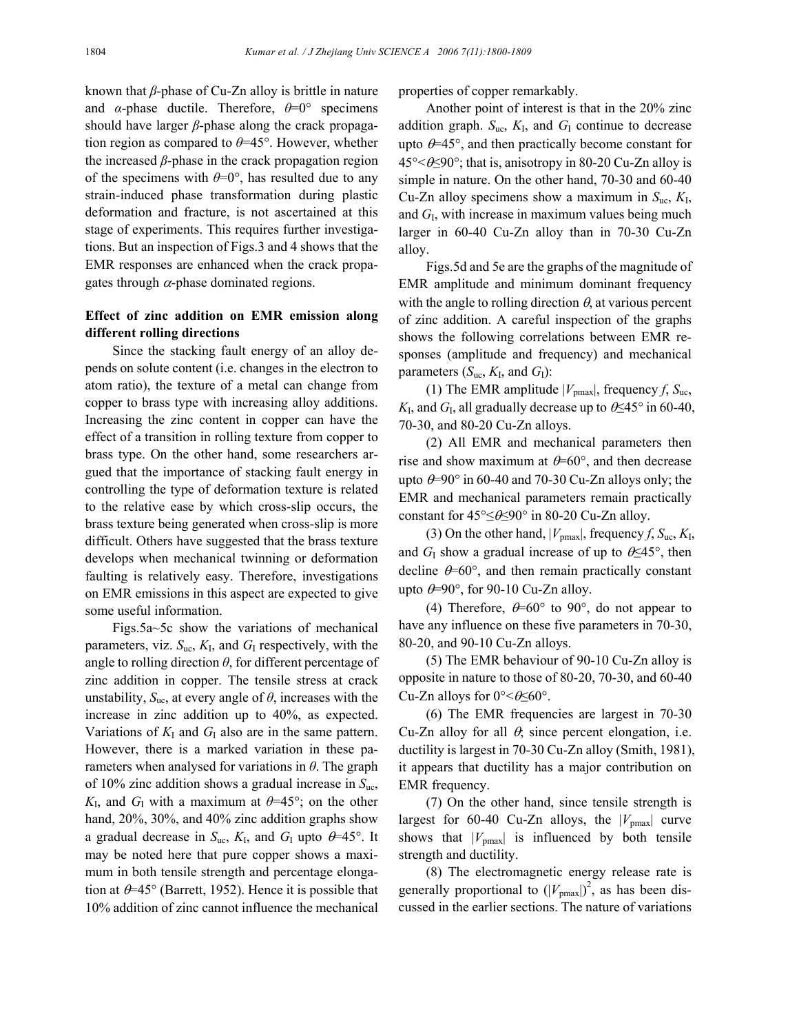known that $\beta$-phase of Cu-Zn alloy is brittle in nature and $\alpha$-phase ductile. Therefore, $\theta$=0° specimens should have larger $\beta$-phase along the crack propagation region as compared to $\theta$=45°. However, whether the increased $\beta$-phase in the crack propagation region of the specimens with $\theta$=0°, has resulted due to any strain-induced phase transformation during plastic deformation and fracture, is not ascertained at this stage of experiments. This requires further investigations. But an inspection of Figs.3 and 4 shows that the EMR responses are enhanced when the crack propagates through $\alpha$-phase dominated regions.

**Effect of zinc addition on EMR emission along different rolling directions**

Since the stacking fault energy of an alloy depends on solute content (i.e. changes in the electron to atom ratio), the texture of a metal can change from copper to brass type with increasing alloy additions. Increasing the zinc content in copper can have the effect of a transition in rolling texture from copper to brass type. On the other hand, some researchers argued that the importance of stacking fault energy in controlling the type of deformation texture is related to the relative ease by which cross-slip occurs, the brass texture being generated when cross-slip is more difficult. Others have suggested that the brass texture develops when mechanical twinning or deformation faulting is relatively easy. Therefore, investigations on EMR emissions in this aspect are expected to give some useful information.

Figs.5a~5c show the variations of mechanical parameters, viz. $S_{uc}$, $K_I$, and $G_I$ respectively, with the angle to rolling direction $\theta$, for different percentage of zinc addition in copper. The tensile stress at crack unstability, $S_{uc}$, at every angle of $\theta$, increases with the increase in zinc addition up to 40%, as expected. Variations of $K_I$ and $G_I$ also are in the same pattern. However, there is a marked variation in these parameters when analysed for variations in $\theta$. The graph of 10% zinc addition shows a gradual increase in $S_{uc}$, $K_I$, and $G_I$ with a maximum at $\theta$=45°; on the other hand, 20%, 30%, and 40% zinc addition graphs show a gradual decrease in $S_{uc}$, $K_I$, and $G_I$ upto $\theta$=45°. It may be noted here that pure copper shows a maximum in both tensile strength and percentage elongation at $\theta$=45° (Barrett, 1952). Hence it is possible that 10% addition of zinc cannot influence the mechanical properties of copper remarkably.

Another point of interest is that in the 20% zinc addition graph. $S_{uc}$, $K_I$, and $G_I$ continue to decrease upto $\theta$=45°, and then practically become constant for 45°<$\theta$≤90°; that is, anisotropy in 80-20 Cu-Zn alloy is simple in nature. On the other hand, 70-30 and 60-40 Cu-Zn alloy specimens show a maximum in $S_{uc}$, $K_I$, and $G_I$, with increase in maximum values being much larger in 60-40 Cu-Zn alloy than in 70-30 Cu-Zn alloy.

Figs.5d and 5e are the graphs of the magnitude of EMR amplitude and minimum dominant frequency with the angle to rolling direction $\theta$, at various percent of zinc addition. A careful inspection of the graphs shows the following correlations between EMR responses (amplitude and frequency) and mechanical parameters ($S_{uc}$, $K_I$, and $G_I$):

(1) The EMR amplitude $|V_{pmax}|$, frequency $f$, $S_{uc}$, $K_I$, and $G_I$, all gradually decrease up to $\theta$≤45° in 60-40, 70-30, and 80-20 Cu-Zn alloys.

(2) All EMR and mechanical parameters then rise and show maximum at $\theta$=60°, and then decrease upto $\theta$=90° in 60-40 and 70-30 Cu-Zn alloys only; the EMR and mechanical parameters remain practically constant for 45°≤$\theta$≤90° in 80-20 Cu-Zn alloy.

(3) On the other hand, $|V_{pmax}|$, frequency $f$, $S_{uc}$, $K_I$, and $G_I$ show a gradual increase of up to $\theta$≤45°, then decline $\theta$=60°, and then remain practically constant upto $\theta$=90°, for 90-10 Cu-Zn alloy.

(4) Therefore, $\theta$=60° to 90°, do not appear to have any influence on these five parameters in 70-30, 80-20, and 90-10 Cu-Zn alloys.

(5) The EMR behaviour of 90-10 Cu-Zn alloy is opposite in nature to those of 80-20, 70-30, and 60-40 Cu-Zn alloys for 0°<$\theta$≤60°.

(6) The EMR frequencies are largest in 70-30 Cu-Zn alloy for all $\theta$; since percent elongation, i.e. ductility is largest in 70-30 Cu-Zn alloy (Smith, 1981), it appears that ductility has a major contribution on EMR frequency.

(7) On the other hand, since tensile strength is largest for 60-40 Cu-Zn alloys, the $|V_{pmax}|$ curve shows that $|V_{pmax}|$ is influenced by both tensile strength and ductility.

(8) The electromagnetic energy release rate is generally proportional to $(|V_{pmax}|)^2$, as has been discussed in the earlier sections. The nature of variations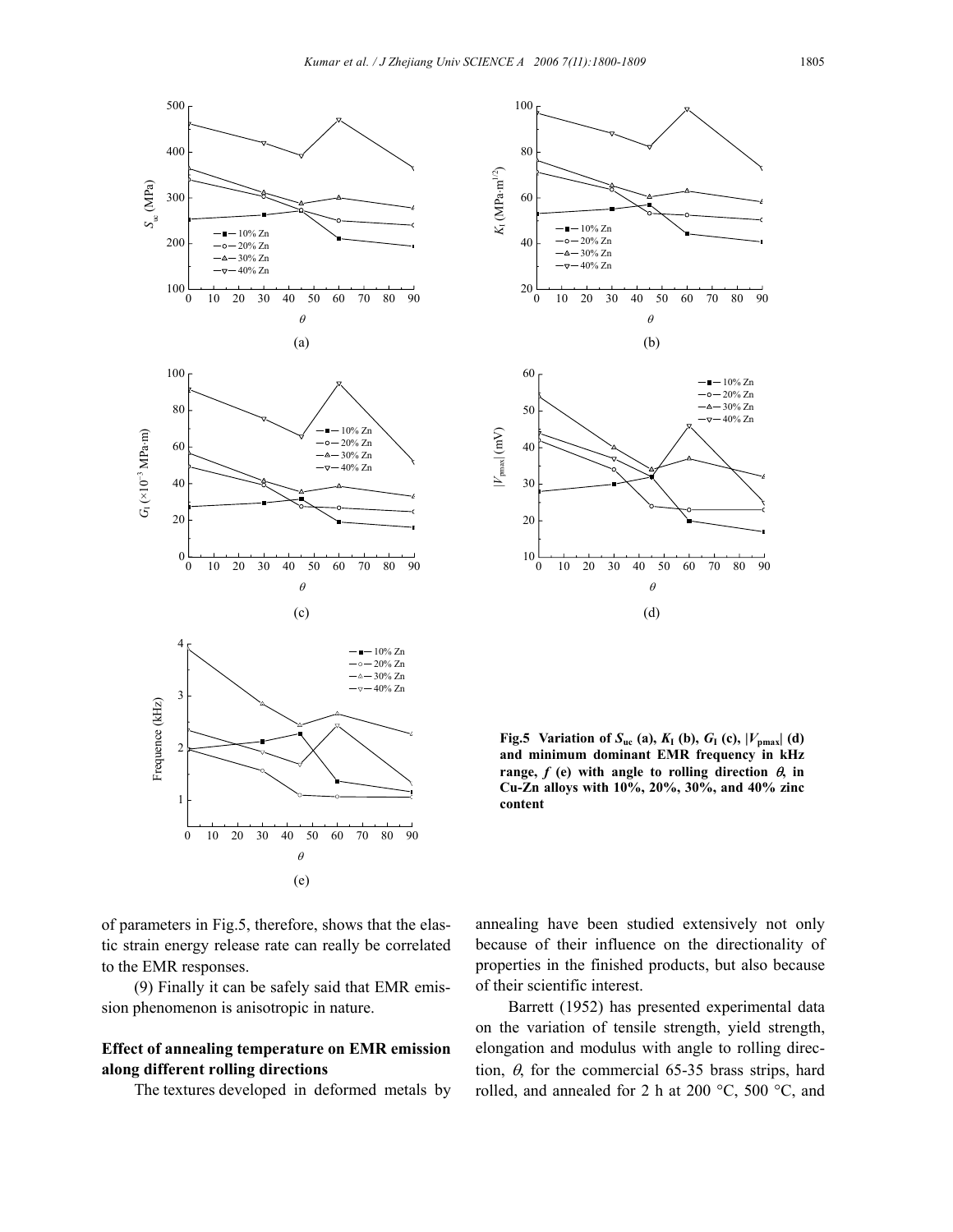Fig.5 Variation of $S_{uc}$ (a), $K_I$ (b), $G_I$ (c), $|V_{pmax}|$ (d) and minimum dominant EMR frequency in kHz range, $f$ (e) with angle to rolling direction $\theta$, in Cu-Zn alloys with 10%, 20%, 30%, and 40% zinc content

of parameters in Fig.5, therefore, shows that the elastic strain energy release rate can really be correlated to the EMR responses.

(9) Finally it can be safely said that EMR emission phenomenon is anisotropic in nature.

## Effect of annealing temperature on EMR emission along different rolling directions

The textures developed in deformed metals by annealing have been studied extensively not only because of their influence on the directionality of properties in the finished products, but also because of their scientific interest.

Barrett (1952) has presented experimental data on the variation of tensile strength, yield strength, elongation and modulus with angle to rolling direction, $\theta$, for the commercial 65-35 brass strips, hard rolled, and annealed for 2 h at 200 °C, 500 °C, and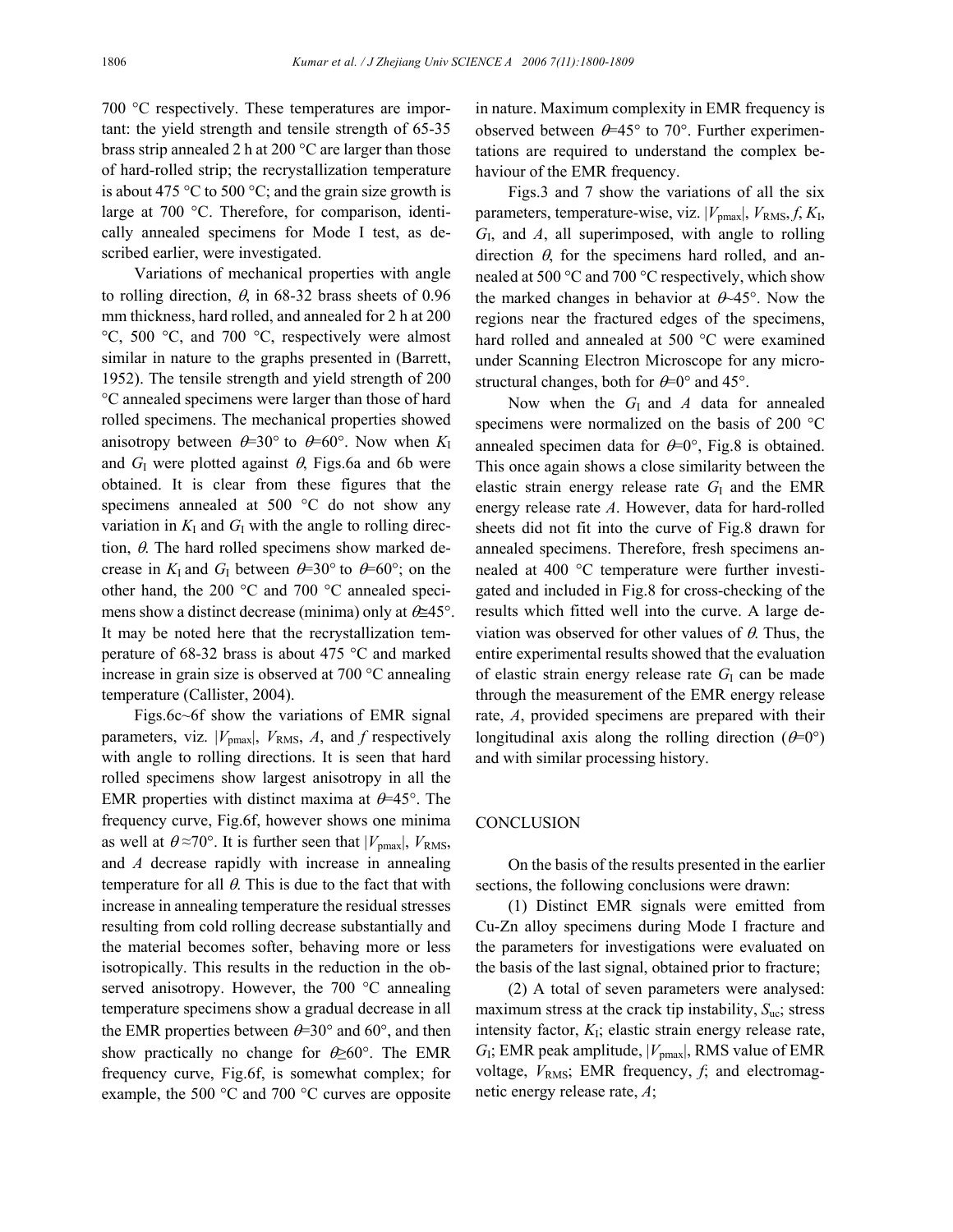700 °C respectively. These temperatures are important: the yield strength and tensile strength of 65-35 brass strip annealed 2 h at 200 °C are larger than those of hard-rolled strip; the recrystallization temperature is about 475 °C to 500 °C; and the grain size growth is large at 700 °C. Therefore, for comparison, identically annealed specimens for Mode I test, as described earlier, were investigated.

Variations of mechanical properties with angle to rolling direction, $\theta$, in 68-32 brass sheets of 0.96 mm thickness, hard rolled, and annealed for 2 h at 200 °C, 500 °C, and 700 °C, respectively were almost similar in nature to the graphs presented in (Barrett, 1952). The tensile strength and yield strength of 200 °C annealed specimens were larger than those of hard rolled specimens. The mechanical properties showed anisotropy between $\theta$=30° to $\theta$=60°. Now when $K_I$ and $G_I$ were plotted against $\theta$, Figs.6a and 6b were obtained. It is clear from these figures that the specimens annealed at 500 °C do not show any variation in $K_I$ and $G_I$ with the angle to rolling direction, $\theta$. The hard rolled specimens show marked decrease in $K_I$ and $G_I$ between $\theta$=30° to $\theta$=60°; on the other hand, the 200 °C and 700 °C annealed specimens show a distinct decrease (minima) only at $\theta$≅45°. It may be noted here that the recrystallization temperature of 68-32 brass is about 475 °C and marked increase in grain size is observed at 700 °C annealing temperature (Callister, 2004).

Figs.6c~6f show the variations of EMR signal parameters, viz. $|V_{pmax}|$, $V_{RMS}$, $A$, and $f$ respectively with angle to rolling directions. It is seen that hard rolled specimens show largest anisotropy in all the EMR properties with distinct maxima at $\theta$=45°. The frequency curve, Fig.6f, however shows one minima as well at $\theta \approx$70°. It is further seen that $|V_{pmax}|$, $V_{RMS}$, and $A$ decrease rapidly with increase in annealing temperature for all $\theta$. This is due to the fact that with increase in annealing temperature the residual stresses resulting from cold rolling decrease substantially and the material becomes softer, behaving more or less isotropically. This results in the reduction in the observed anisotropy. However, the 700 °C annealing temperature specimens show a gradual decrease in all the EMR properties between $\theta$=30° and 60°, and then show practically no change for $\theta$≥60°. The EMR frequency curve, Fig.6f, is somewhat complex; for example, the 500 °C and 700 °C curves are opposite in nature. Maximum complexity in EMR frequency is observed between $\theta$=45° to 70°. Further experimentations are required to understand the complex behaviour of the EMR frequency.

Figs.3 and 7 show the variations of all the six parameters, temperature-wise, viz. $|V_{pmax}|$, $V_{RMS}$, $f$, $K_I$, $G_I$, and $A$, all superimposed, with angle to rolling direction $\theta$, for the specimens hard rolled, and annealed at 500 °C and 700 °C respectively, which show the marked changes in behavior at $\theta$~45°. Now the regions near the fractured edges of the specimens, hard rolled and annealed at 500 °C were examined under Scanning Electron Microscope for any microstructural changes, both for $\theta$=0° and 45°.

Now when the $G_I$ and $A$ data for annealed specimens were normalized on the basis of 200 °C annealed specimen data for $\theta$=0°, Fig.8 is obtained. This once again shows a close similarity between the elastic strain energy release rate $G_I$ and the EMR energy release rate $A$. However, data for hard-rolled sheets did not fit into the curve of Fig.8 drawn for annealed specimens. Therefore, fresh specimens annealed at 400 °C temperature were further investigated and included in Fig.8 for cross-checking of the results which fitted well into the curve. A large deviation was observed for other values of $\theta$. Thus, the entire experimental results showed that the evaluation of elastic strain energy release rate $G_I$ can be made through the measurement of the EMR energy release rate, $A$, provided specimens are prepared with their longitudinal axis along the rolling direction ($\theta$=0°) and with similar processing history.

## CONCLUSION

On the basis of the results presented in the earlier sections, the following conclusions were drawn:

(1) Distinct EMR signals were emitted from Cu-Zn alloy specimens during Mode I fracture and the parameters for investigations were evaluated on the basis of the last signal, obtained prior to fracture;

(2) A total of seven parameters were analysed: maximum stress at the crack tip instability, $S_{uc}$; stress intensity factor, $K_I$; elastic strain energy release rate, $G_I$; EMR peak amplitude, $|V_{pmax}|$, RMS value of EMR voltage, $V_{RMS}$; EMR frequency, $f$; and electromagnetic energy release rate, $A$;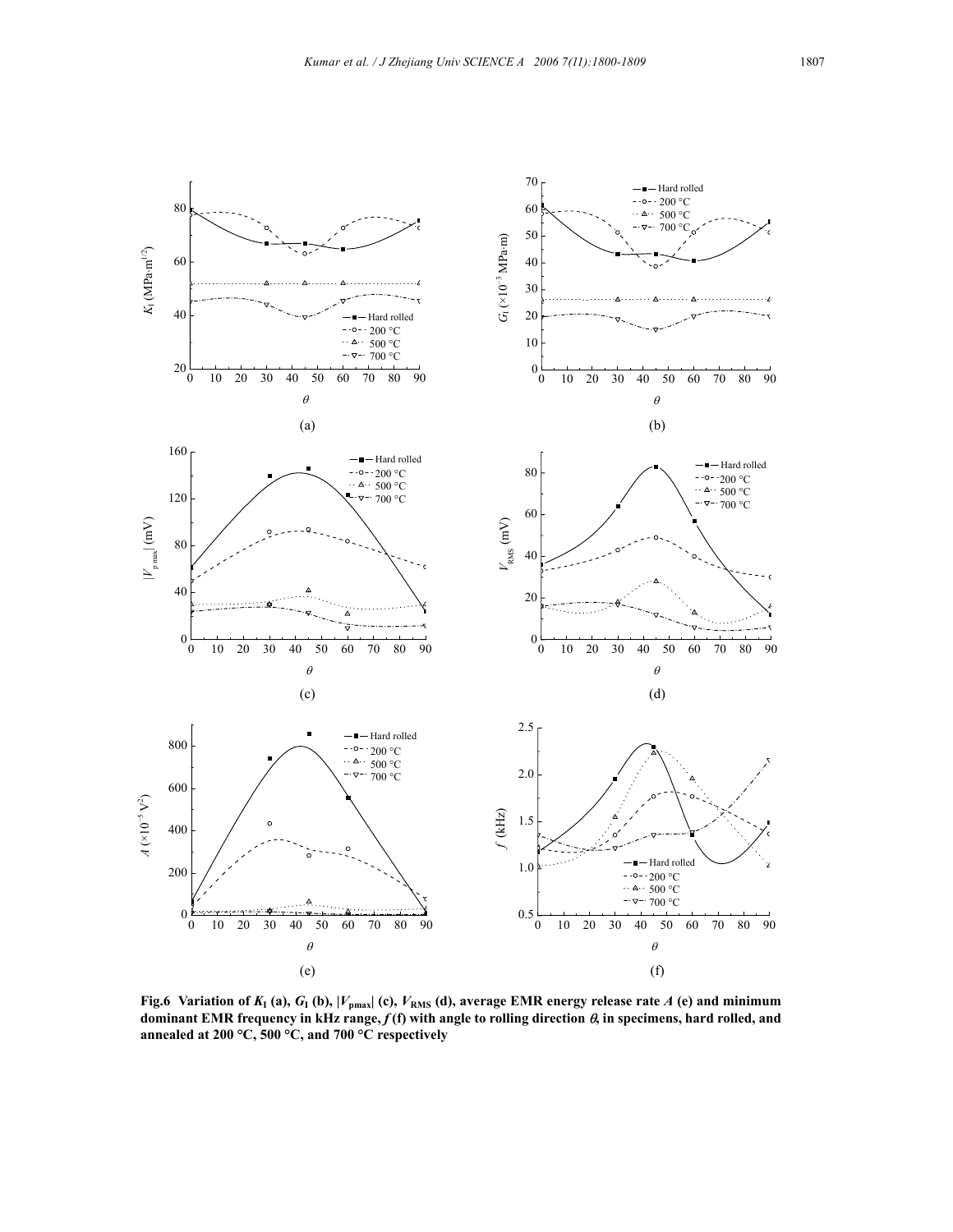**Fig.6 Variation of $K_I$ (a), $G_I$ (b), $|V_{pmax}|$ (c), $V_{RMS}$ (d), average EMR energy release rate $A$ (e) and minimum dominant EMR frequency in kHz range, $f$ (f) with angle to rolling direction $\theta$, in specimens, hard rolled, and annealed at 200 °C, 500 °C, and 700 °C respectively**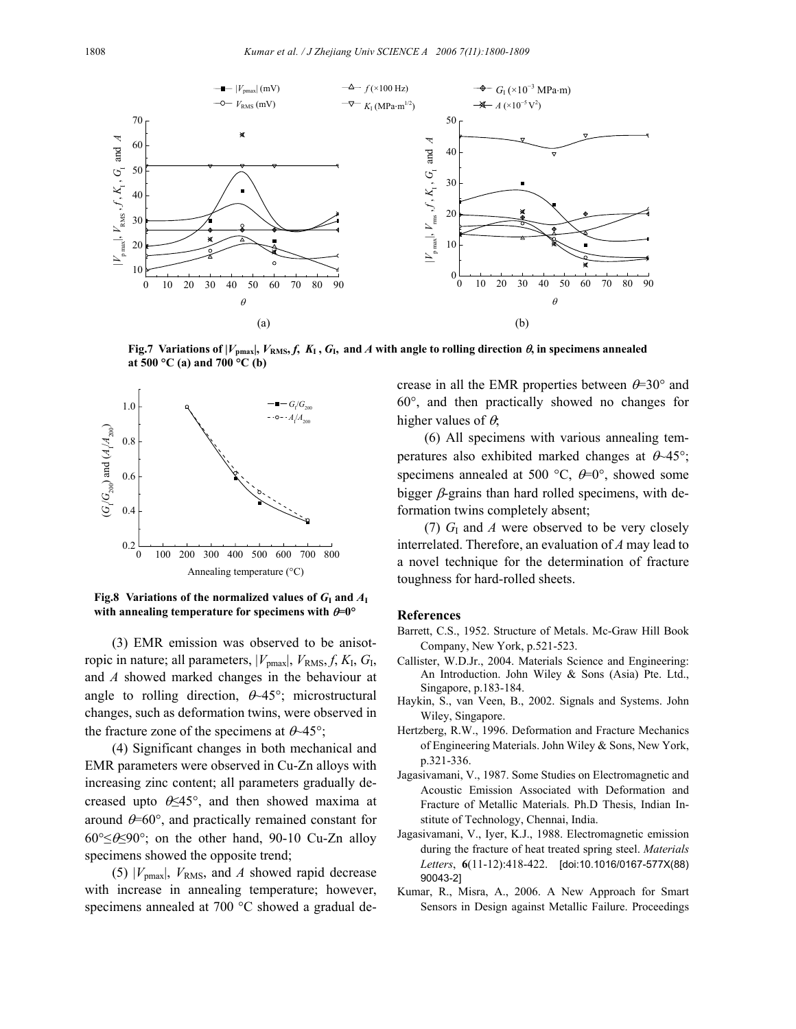Fig.7 Variations of $|V_{pmax}|$, $V_{RMS}$, $f$, $K_I$, $G_I$, and $A$ with angle to rolling direction $\theta$, in specimens annealed at 500 °C (a) and 700 °C (b)

Fig.8 Variations of the normalized values of $G_I$ and $A_I$ with annealing temperature for specimens with $\theta$=0°

(3) EMR emission was observed to be anisotropic in nature; all parameters, $|V_{pmax}|$, $V_{RMS}$, $f$, $K_I$, $G_I$, and $A$ showed marked changes in the behaviour at angle to rolling direction, $\theta$~45°; microstructural changes, such as deformation twins, were observed in the fracture zone of the specimens at $\theta$~45°;

(4) Significant changes in both mechanical and EMR parameters were observed in Cu-Zn alloys with increasing zinc content; all parameters gradually decreased upto $\theta$≤45°, and then showed maxima at around $\theta$=60°, and practically remained constant for 60°≤$\theta$≤90°; on the other hand, 90-10 Cu-Zn alloy specimens showed the opposite trend;

(5) $|V_{pmax}|$, $V_{RMS}$, and $A$ showed rapid decrease with increase in annealing temperature; however, specimens annealed at 700 °C showed a gradual decrease in all the EMR properties between $\theta$=30° and 60°, and then practically showed no changes for higher values of $\theta$;

(6) All specimens with various annealing temperatures also exhibited marked changes at $\theta$~45°; specimens annealed at 500 °C, $\theta$=0°, showed some bigger $\beta$-grains than hard rolled specimens, with deformation twins completely absent;

(7) $G_I$ and $A$ were observed to be very closely interrelated. Therefore, an evaluation of $A$ may lead to a novel technique for the determination of fracture toughness for hard-rolled sheets.

## References

Barrett, C.S., 1952. Structure of Metals. Mc-Graw Hill Book Company, New York, p.521-523.

Callister, W.D.Jr., 2004. Materials Science and Engineering: An Introduction. John Wiley & Sons (Asia) Pte. Ltd., Singapore, p.183-184.

Haykin, S., van Veen, B., 2002. Signals and Systems. John Wiley, Singapore.

Hertzberg, R.W., 1996. Deformation and Fracture Mechanics of Engineering Materials. John Wiley & Sons, New York, p.321-336.

Jagasivamani, V., 1987. Some Studies on Electromagnetic and Acoustic Emission Associated with Deformation and Fracture of Metallic Materials. Ph.D Thesis, Indian Institute of Technology, Chennai, India.

Jagasivamani, V., Iyer, K.J., 1988. Electromagnetic emission during the fracture of heat treated spring steel. *Materials Letters*, **6**(11-12):418-422. [doi:10.1016/0167-577X(88)90043-2]

Kumar, R., Misra, A., 2006. A New Approach for Smart Sensors in Design against Metallic Failure. Proceedings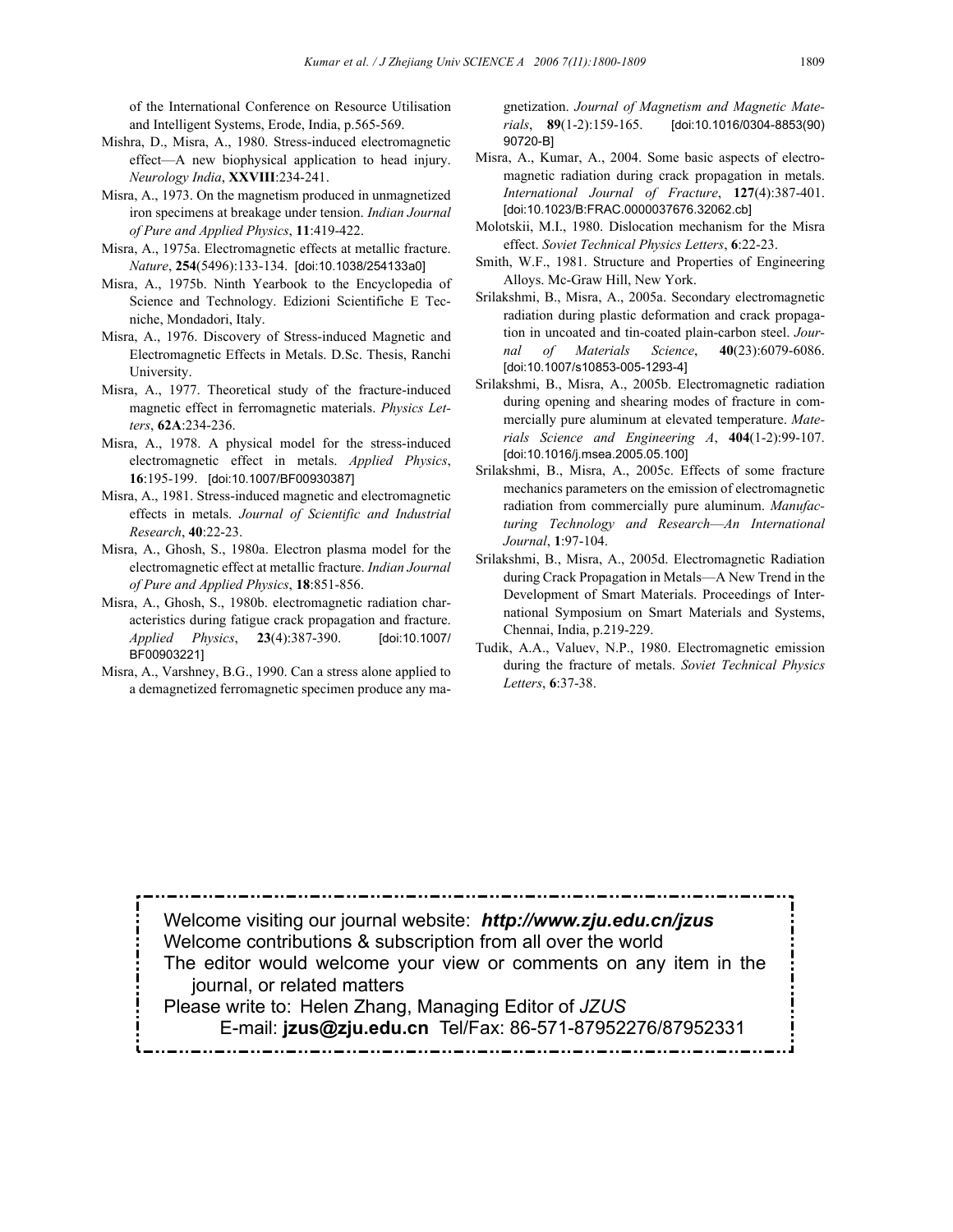of the International Conference on Resource Utilisation and Intelligent Systems, Erode, India, p.565-569.

Mishra, D., Misra, A., 1980. Stress-induced electromagnetic effect—A new biophysical application to head injury. *Neurology India*, **XXVIII**:234-241.

Misra, A., 1973. On the magnetism produced in unmagnetized iron specimens at breakage under tension. *Indian Journal of Pure and Applied Physics*, **11**:419-422.

Misra, A., 1975a. Electromagnetic effects at metallic fracture. *Nature*, **254**(5496):133-134. [doi:10.1038/254133a0]

Misra, A., 1975b. Ninth Yearbook to the Encyclopedia of Science and Technology. Edizioni Scientifiche E Tecniche, Mondadori, Italy.

Misra, A., 1976. Discovery of Stress-induced Magnetic and Electromagnetic Effects in Metals. D.Sc. Thesis, Ranchi University.

Misra, A., 1977. Theoretical study of the fracture-induced magnetic effect in ferromagnetic materials. *Physics Letters*, **62A**:234-236.

Misra, A., 1978. A physical model for the stress-induced electromagnetic effect in metals. *Applied Physics*, **16**:195-199. [doi:10.1007/BF00930387]

Misra, A., 1981. Stress-induced magnetic and electromagnetic effects in metals. *Journal of Scientific and Industrial Research*, **40**:22-23.

Misra, A., Ghosh, S., 1980a. Electron plasma model for the electromagnetic effect at metallic fracture. *Indian Journal of Pure and Applied Physics*, **18**:851-856.

Misra, A., Ghosh, S., 1980b. electromagnetic radiation characteristics during fatigue crack propagation and fracture. *Applied Physics*, **23**(4):387-390. [doi:10.1007/BF00903221]

Misra, A., Varshney, B.G., 1990. Can a stress alone applied to a demagnetized ferromagnetic specimen produce any magnetization. *Journal of Magnetism and Magnetic Materials*, **89**(1-2):159-165. [doi:10.1016/0304-8853(90)90720-B]

Misra, A., Kumar, A., 2004. Some basic aspects of electromagnetic radiation during crack propagation in metals. *International Journal of Fracture*, **127**(4):387-401. [doi:10.1023/B:FRAC.0000037676.32062.cb]

Molotskii, M.I., 1980. Dislocation mechanism for the Misra effect. *Soviet Technical Physics Letters*, **6**:22-23.

Smith, W.F., 1981. Structure and Properties of Engineering Alloys. Mc-Graw Hill, New York.

Srilakshmi, B., Misra, A., 2005a. Secondary electromagnetic radiation during plastic deformation and crack propagation in uncoated and tin-coated plain-carbon steel. *Journal of Materials Science*, **40**(23):6079-6086. [doi:10.1007/s10853-005-1293-4]

Srilakshmi, B., Misra, A., 2005b. Electromagnetic radiation during opening and shearing modes of fracture in commercially pure aluminum at elevated temperature. *Materials Science and Engineering A*, **404**(1-2):99-107. [doi:10.1016/j.msea.2005.05.100]

Srilakshmi, B., Misra, A., 2005c. Effects of some fracture mechanics parameters on the emission of electromagnetic radiation from commercially pure aluminum. *Manufacturing Technology and Research—An International Journal*, **1**:97-104.

Srilakshmi, B., Misra, A., 2005d. Electromagnetic Radiation during Crack Propagation in Metals—A New Trend in the Development of Smart Materials. Proceedings of International Symposium on Smart Materials and Systems, Chennai, India, p.219-229.

Tudik, A.A., Valuev, N.P., 1980. Electromagnetic emission during the fracture of metals. *Soviet Technical Physics Letters*, **6**:37-38.

Welcome visiting our journal website: ***http://www.zju.edu.cn/jzus***
Welcome contributions & subscription from all over the world
The editor would welcome your view or comments on any item in the journal, or related matters
Please write to: Helen Zhang, Managing Editor of *JZUS*
E-mail: **jzus@zju.edu.cn** Tel/Fax: 86-571-87952276/87952331